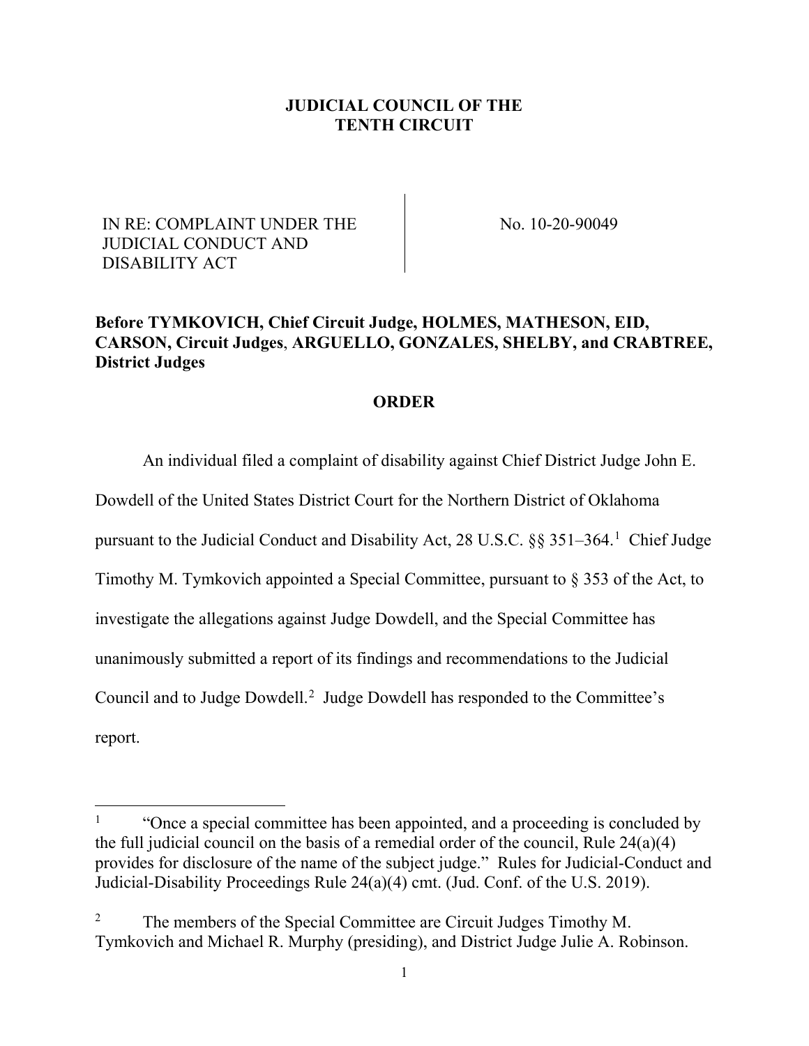**JUDICIAL COUNCIL OF THE TENTH CIRCUIT**

IN RE: COMPLAINT UNDER THE JUDICIAL CONDUCT AND DISABILITY ACT

No. 10-20-90049

**Before TYMKOVICH, Chief Circuit Judge, HOLMES, MATHESON, EID, CARSON, Circuit Judges, ARGUELLO, GONZALES, SHELBY, and CRABTREE, District Judges**

**ORDER**

An individual filed a complaint of disability against Chief District Judge John E. Dowdell of the United States District Court for the Northern District of Oklahoma pursuant to the Judicial Conduct and Disability Act, 28 U.S.C. §§ 351–364.[1] Chief Judge Timothy M. Tymkovich appointed a Special Committee, pursuant to § 353 of the Act, to investigate the allegations against Judge Dowdell, and the Special Committee has unanimously submitted a report of its findings and recommendations to the Judicial Council and to Judge Dowdell.[2] Judge Dowdell has responded to the Committee's report.

---

[1] "Once a special committee has been appointed, and a proceeding is concluded by the full judicial council on the basis of a remedial order of the council, Rule 24(a)(4) provides for disclosure of the name of the subject judge." Rules for Judicial-Conduct and Judicial-Disability Proceedings Rule 24(a)(4) cmt. (Jud. Conf. of the U.S. 2019).

[2] The members of the Special Committee are Circuit Judges Timothy M. Tymkovich and Michael R. Murphy (presiding), and District Judge Julie A. Robinson.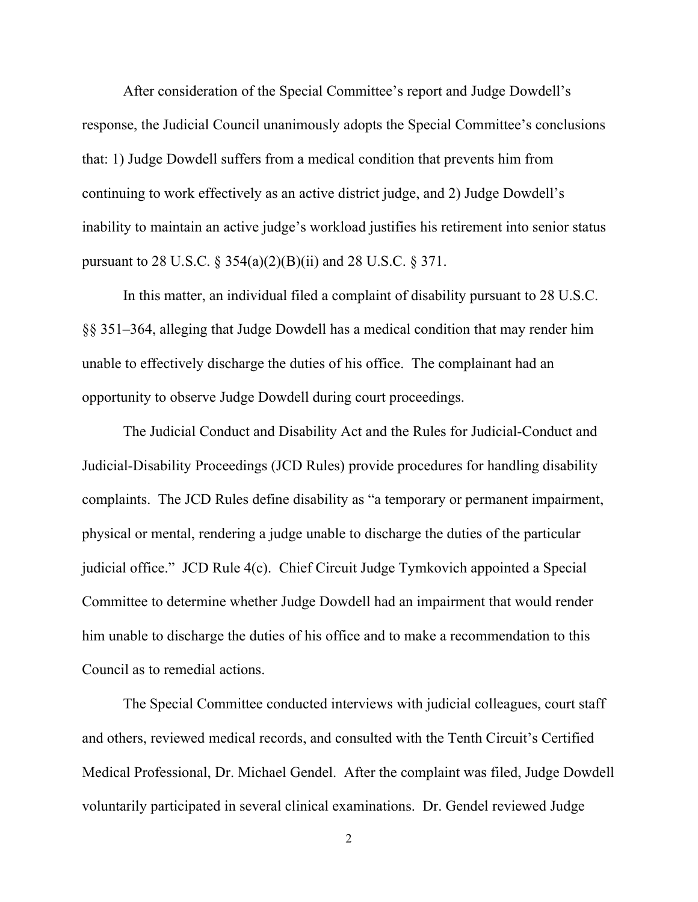After consideration of the Special Committee's report and Judge Dowdell's response, the Judicial Council unanimously adopts the Special Committee's conclusions that: 1) Judge Dowdell suffers from a medical condition that prevents him from continuing to work effectively as an active district judge, and 2) Judge Dowdell's inability to maintain an active judge's workload justifies his retirement into senior status pursuant to 28 U.S.C. § 354(a)(2)(B)(ii) and 28 U.S.C. § 371.

In this matter, an individual filed a complaint of disability pursuant to 28 U.S.C. §§ 351–364, alleging that Judge Dowdell has a medical condition that may render him unable to effectively discharge the duties of his office. The complainant had an opportunity to observe Judge Dowdell during court proceedings.

The Judicial Conduct and Disability Act and the Rules for Judicial-Conduct and Judicial-Disability Proceedings (JCD Rules) provide procedures for handling disability complaints. The JCD Rules define disability as "a temporary or permanent impairment, physical or mental, rendering a judge unable to discharge the duties of the particular judicial office." JCD Rule 4(c). Chief Circuit Judge Tymkovich appointed a Special Committee to determine whether Judge Dowdell had an impairment that would render him unable to discharge the duties of his office and to make a recommendation to this Council as to remedial actions.

The Special Committee conducted interviews with judicial colleagues, court staff and others, reviewed medical records, and consulted with the Tenth Circuit's Certified Medical Professional, Dr. Michael Gendel. After the complaint was filed, Judge Dowdell voluntarily participated in several clinical examinations. Dr. Gendel reviewed Judge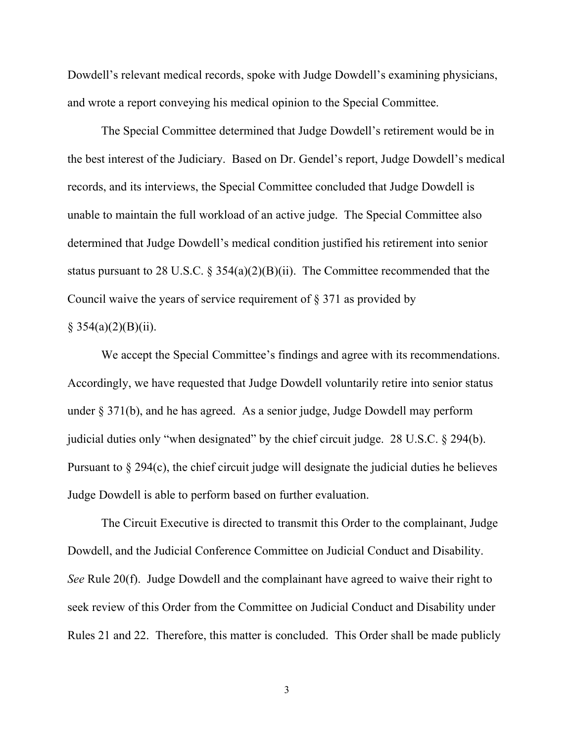Dowdell's relevant medical records, spoke with Judge Dowdell's examining physicians, and wrote a report conveying his medical opinion to the Special Committee.

The Special Committee determined that Judge Dowdell's retirement would be in the best interest of the Judiciary. Based on Dr. Gendel's report, Judge Dowdell's medical records, and its interviews, the Special Committee concluded that Judge Dowdell is unable to maintain the full workload of an active judge. The Special Committee also determined that Judge Dowdell's medical condition justified his retirement into senior status pursuant to 28 U.S.C. § 354(a)(2)(B)(ii). The Committee recommended that the Council waive the years of service requirement of § 371 as provided by § 354(a)(2)(B)(ii).

We accept the Special Committee's findings and agree with its recommendations. Accordingly, we have requested that Judge Dowdell voluntarily retire into senior status under § 371(b), and he has agreed. As a senior judge, Judge Dowdell may perform judicial duties only "when designated" by the chief circuit judge. 28 U.S.C. § 294(b). Pursuant to § 294(c), the chief circuit judge will designate the judicial duties he believes Judge Dowdell is able to perform based on further evaluation.

The Circuit Executive is directed to transmit this Order to the complainant, Judge Dowdell, and the Judicial Conference Committee on Judicial Conduct and Disability. *See* Rule 20(f). Judge Dowdell and the complainant have agreed to waive their right to seek review of this Order from the Committee on Judicial Conduct and Disability under Rules 21 and 22. Therefore, this matter is concluded. This Order shall be made publicly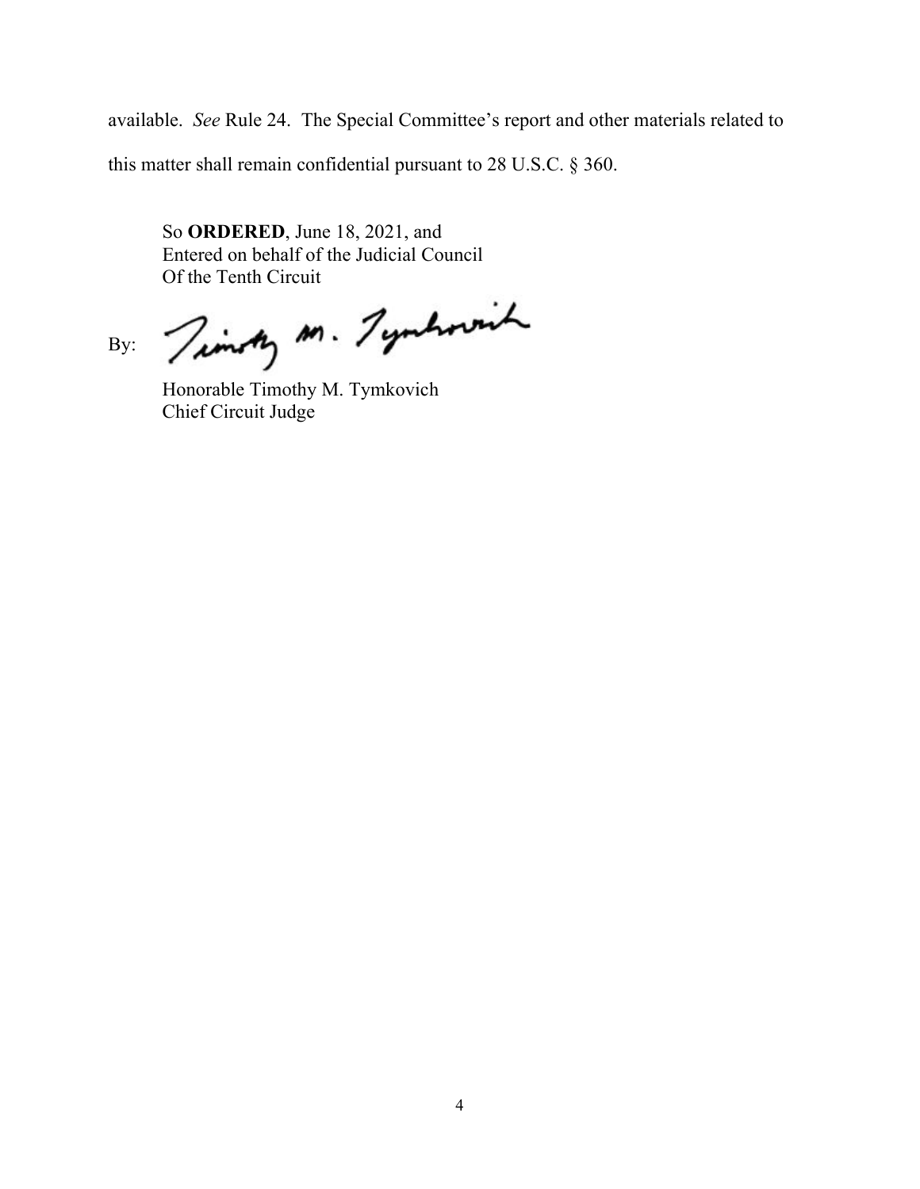available. *See* Rule 24. The Special Committee's report and other materials related to this matter shall remain confidential pursuant to 28 U.S.C. § 360.

So **ORDERED**, June 18, 2021, and
Entered on behalf of the Judicial Council
Of the Tenth Circuit

By: Timothy M. Tymkovich

Honorable Timothy M. Tymkovich
Chief Circuit Judge